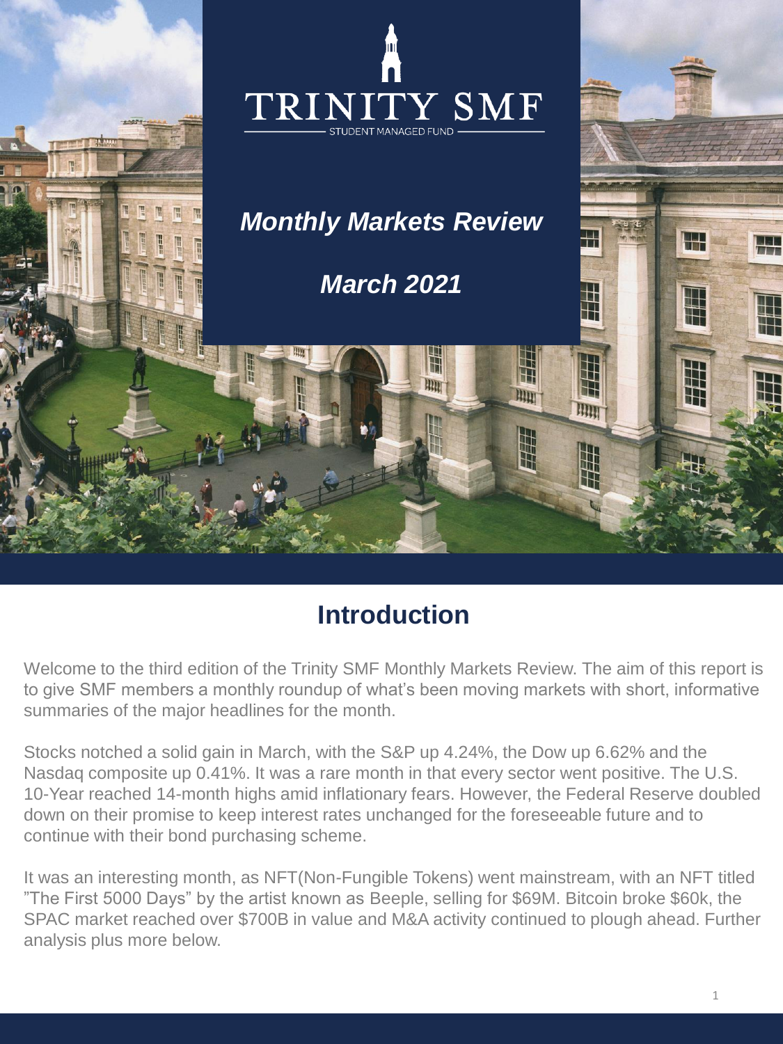# TRINITY SMF

STUDENT MANAGED FUND

## *Monthly Markets Review*

## *March 2021*

## Introduction

Welcome to the third edition of the Trinity SMF Monthly Markets Review. The aim of this report is to give SMF members a monthly roundup of what's been moving markets with short, informative summaries of the major headlines for the month.

Stocks notched a solid gain in March, with the S&P up 4.24%, the Dow up 6.62% and the Nasdaq composite up 0.41%. It was a rare month in that every sector went positive. The U.S. 10-Year reached 14-month highs amid inflationary fears. However, the Federal Reserve doubled down on their promise to keep interest rates unchanged for the foreseeable future and to continue with their bond purchasing scheme.

It was an interesting month, as NFT(Non-Fungible Tokens) went mainstream, with an NFT titled "The First 5000 Days" by the artist known as Beeple, selling for $69M. Bitcoin broke $60k, the SPAC market reached over $700B in value and M&A activity continued to plough ahead. Further analysis plus more below.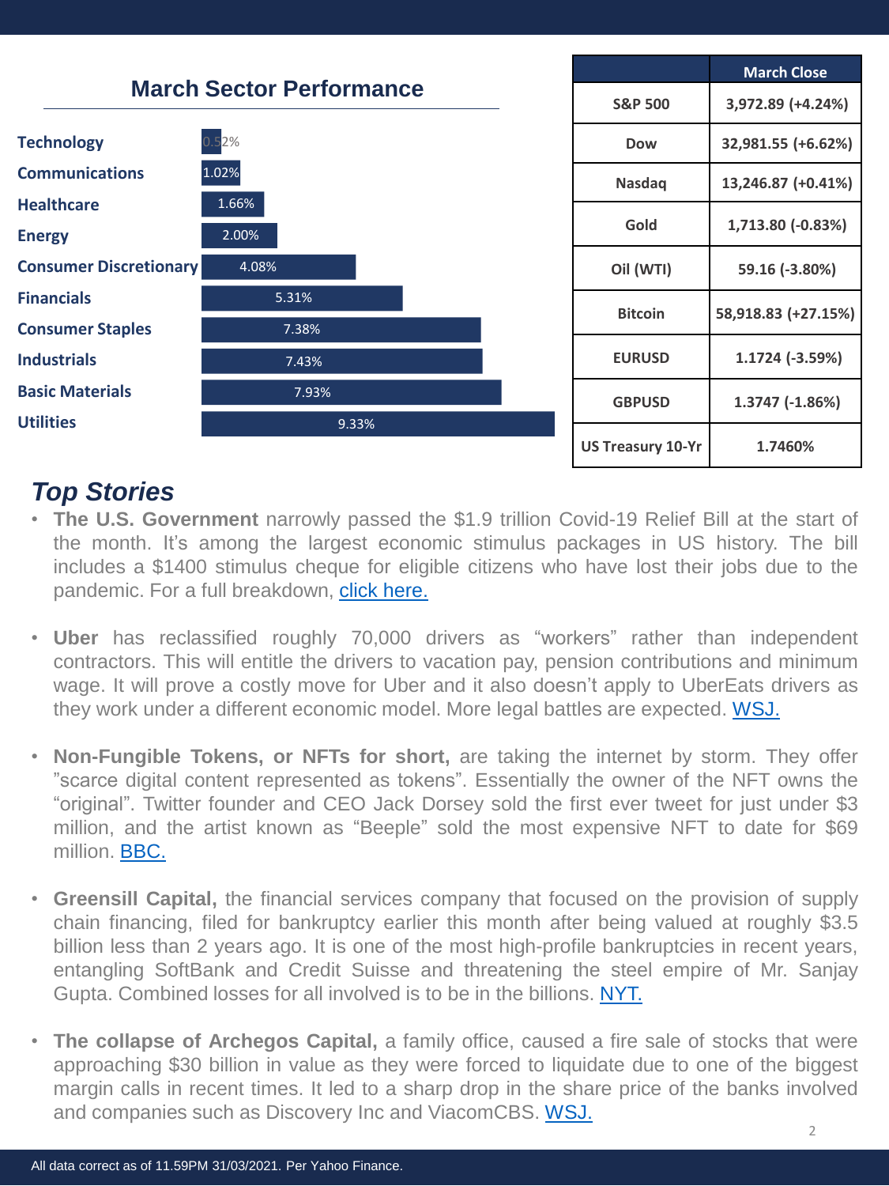## March Sector Performance

| Sector | Performance |
|---|---|
| Technology | 0.52% |
| Communications | 1.02% |
| Healthcare | 1.66% |
| Energy | 2.00% |
| Consumer Discretionary | 4.08% |
| Financials | 5.31% |
| Consumer Staples | 7.38% |
| Industrials | 7.43% |
| Basic Materials | 7.93% |
| Utilities | 9.33% |

| | March Close |
|---|---|
| S&P 500 | 3,972.89 (+4.24%) |
| Dow | 32,981.55 (+6.62%) |
| Nasdaq | 13,246.87 (+0.41%) |
| Gold | 1,713.80 (-0.83%) |
| Oil (WTI) | 59.16 (-3.80%) |
| Bitcoin | 58,918.83 (+27.15%) |
| EURUSD | 1.1724 (-3.59%) |
| GBPUSD | 1.3747 (-1.86%) |
| US Treasury 10-Yr | 1.7460% |

## *Top Stories*

- **The U.S. Government** narrowly passed the $1.9 trillion Covid-19 Relief Bill at the start of the month. It's among the largest economic stimulus packages in US history. The bill includes a $1400 stimulus cheque for eligible citizens who have lost their jobs due to the pandemic. For a full breakdown, click here.

- **Uber** has reclassified roughly 70,000 drivers as "workers" rather than independent contractors. This will entitle the drivers to vacation pay, pension contributions and minimum wage. It will prove a costly move for Uber and it also doesn't apply to UberEats drivers as they work under a different economic model. More legal battles are expected. WSJ.

- **Non-Fungible Tokens, or NFTs for short,** are taking the internet by storm. They offer "scarce digital content represented as tokens". Essentially the owner of the NFT owns the "original". Twitter founder and CEO Jack Dorsey sold the first ever tweet for just under $3 million, and the artist known as "Beeple" sold the most expensive NFT to date for $69 million. BBC.

- **Greensill Capital,** the financial services company that focused on the provision of supply chain financing, filed for bankruptcy earlier this month after being valued at roughly $3.5 billion less than 2 years ago. It is one of the most high-profile bankruptcies in recent years, entangling SoftBank and Credit Suisse and threatening the steel empire of Mr. Sanjay Gupta. Combined losses for all involved is to be in the billions. NYT.

- **The collapse of Archegos Capital,** a family office, caused a fire sale of stocks that were approaching $30 billion in value as they were forced to liquidate due to one of the biggest margin calls in recent times. It led to a sharp drop in the share price of the banks involved and companies such as Discovery Inc and ViacomCBS. WSJ.

All data correct as of 11.59PM 31/03/2021. Per Yahoo Finance.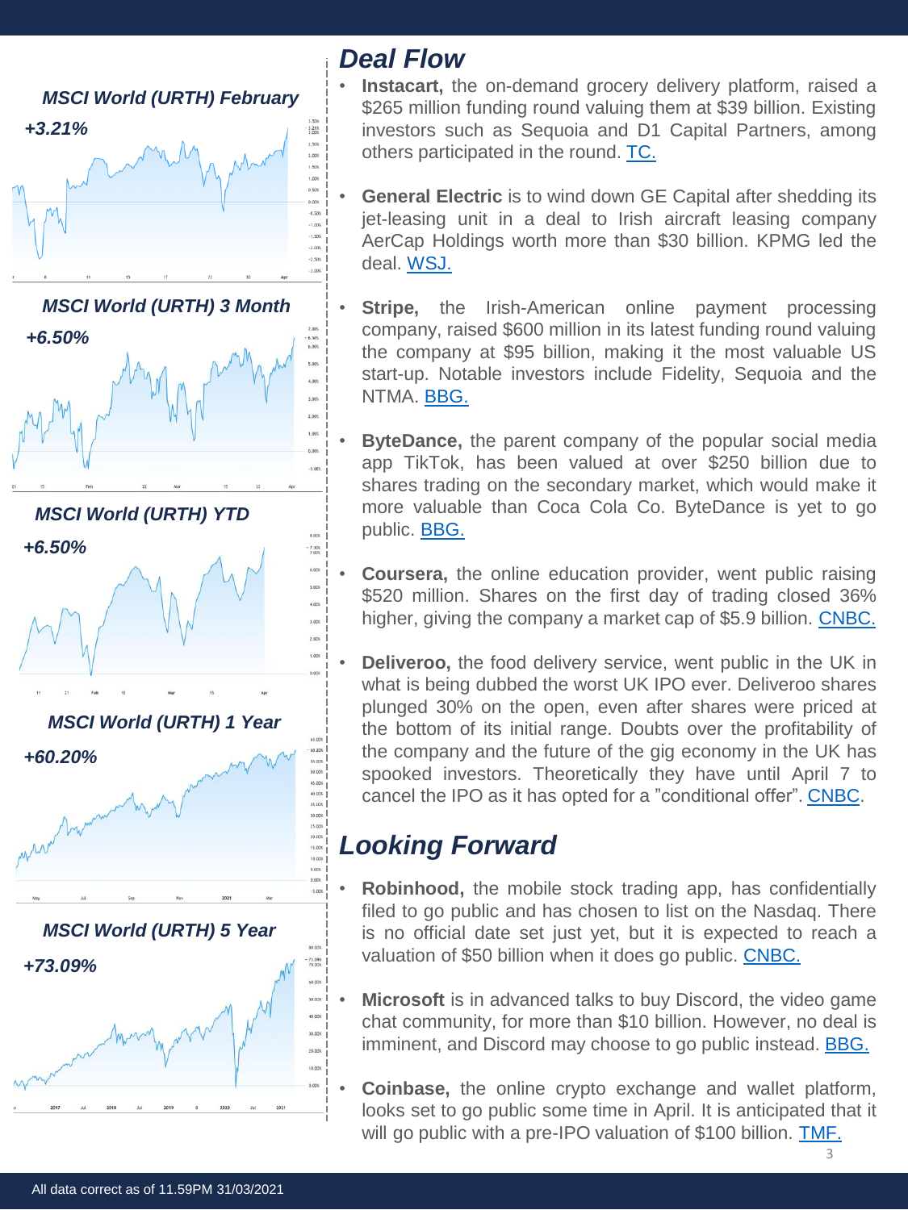MSCI World (URTH) February

+3.21%

MSCI World (URTH) 3 Month

+6.50%

MSCI World (URTH) YTD

+6.50%

MSCI World (URTH) 1 Year

+60.20%

MSCI World (URTH) 5 Year

+73.09%

## *Deal Flow*

- **Instacart,** the on-demand grocery delivery platform, raised a $265 million funding round valuing them at $39 billion. Existing investors such as Sequoia and D1 Capital Partners, among others participated in the round. TC.
- **General Electric** is to wind down GE Capital after shedding its jet-leasing unit in a deal to Irish aircraft leasing company AerCap Holdings worth more than $30 billion. KPMG led the deal. WSJ.
- **Stripe,** the Irish-American online payment processing company, raised $600 million in its latest funding round valuing the company at $95 billion, making it the most valuable US start-up. Notable investors include Fidelity, Sequoia and the NTMA. BBG.
- **ByteDance,** the parent company of the popular social media app TikTok, has been valued at over $250 billion due to shares trading on the secondary market, which would make it more valuable than Coca Cola Co. ByteDance is yet to go public. BBG.
- **Coursera,** the online education provider, went public raising $520 million. Shares on the first day of trading closed 36% higher, giving the company a market cap of $5.9 billion. CNBC.
- **Deliveroo,** the food delivery service, went public in the UK in what is being dubbed the worst UK IPO ever. Deliveroo shares plunged 30% on the open, even after shares were priced at the bottom of its initial range. Doubts over the profitability of the company and the future of the gig economy in the UK has spooked investors. Theoretically they have until April 7 to cancel the IPO as it has opted for a "conditional offer". CNBC.

## *Looking Forward*

- **Robinhood,** the mobile stock trading app, has confidentially filed to go public and has chosen to list on the Nasdaq. There is no official date set just yet, but it is expected to reach a valuation of $50 billion when it does go public. CNBC.
- **Microsoft** is in advanced talks to buy Discord, the video game chat community, for more than $10 billion. However, no deal is imminent, and Discord may choose to go public instead. BBG.
- **Coinbase,** the online crypto exchange and wallet platform, looks set to go public some time in April. It is anticipated that it will go public with a pre-IPO valuation of $100 billion. TMF.

All data correct as of 11.59PM 31/03/2021